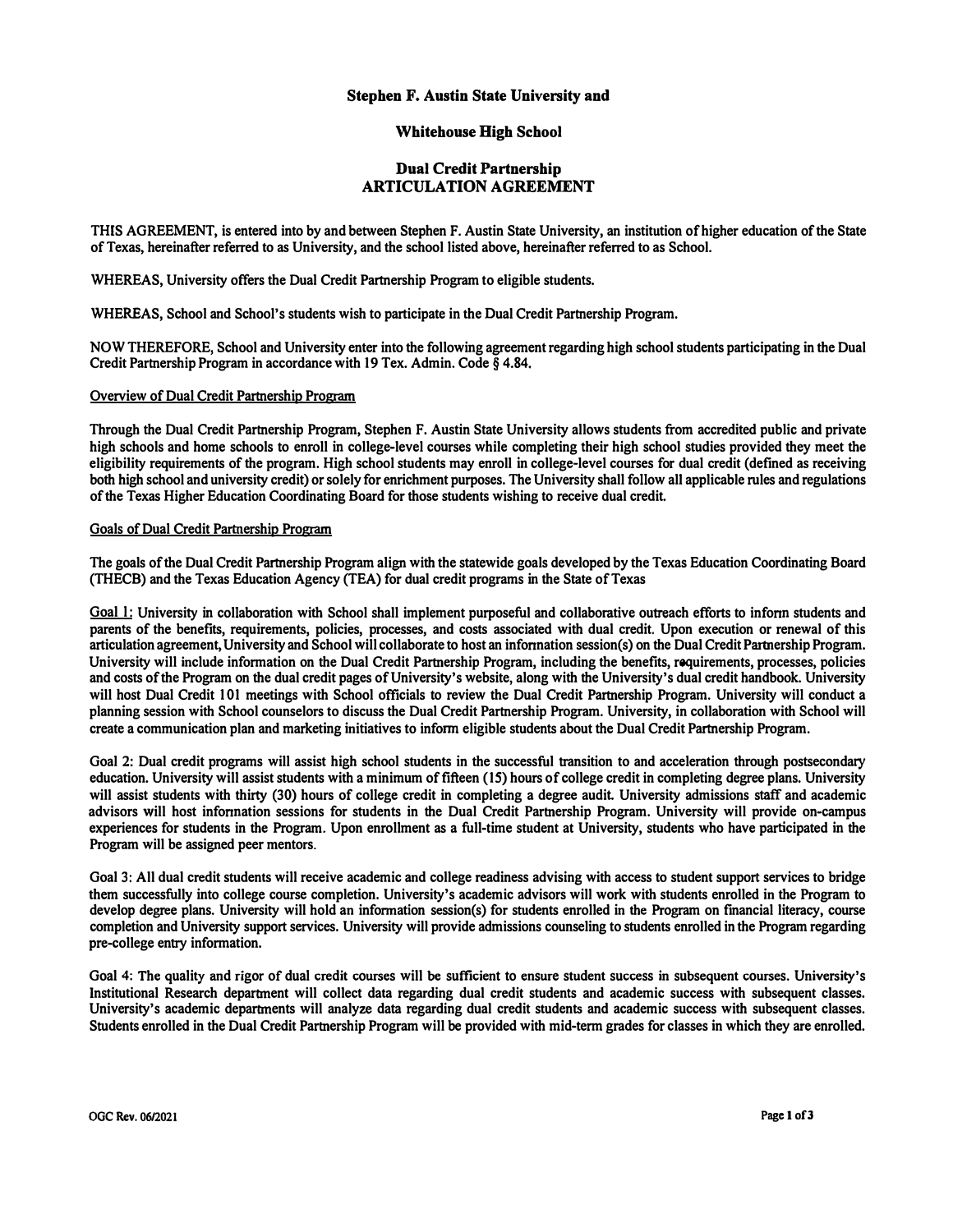**Stephen F. Austin State University and**

**Whitehouse High School**

**Dual Credit Partnership**
**ARTICULATION AGREEMENT**

THIS AGREEMENT, is entered into by and between Stephen F. Austin State University, an institution of higher education of the State of Texas, hereinafter referred to as University, and the school listed above, hereinafter referred to as School.

WHEREAS, University offers the Dual Credit Partnership Program to eligible students.

WHEREAS, School and School's students wish to participate in the Dual Credit Partnership Program.

NOW THEREFORE, School and University enter into the following agreement regarding high school students participating in the Dual Credit Partnership Program in accordance with 19 Tex. Admin. Code § 4.84.

<u>Overview of Dual Credit Partnership Program</u>

Through the Dual Credit Partnership Program, Stephen F. Austin State University allows students from accredited public and private high schools and home schools to enroll in college-level courses while completing their high school studies provided they meet the eligibility requirements of the program. High school students may enroll in college-level courses for dual credit (defined as receiving both high school and university credit) or solely for enrichment purposes. The University shall follow all applicable rules and regulations of the Texas Higher Education Coordinating Board for those students wishing to receive dual credit.

<u>Goals of Dual Credit Partnership Program</u>

The goals of the Dual Credit Partnership Program align with the statewide goals developed by the Texas Education Coordinating Board (THECB) and the Texas Education Agency (TEA) for dual credit programs in the State of Texas

<u>Goal 1:</u> University in collaboration with School shall implement purposeful and collaborative outreach efforts to inform students and parents of the benefits, requirements, policies, processes, and costs associated with dual credit. Upon execution or renewal of this articulation agreement, University and School will collaborate to host an information session(s) on the Dual Credit Partnership Program. University will include information on the Dual Credit Partnership Program, including the benefits, requirements, processes, policies and costs of the Program on the dual credit pages of University's website, along with the University's dual credit handbook. University will host Dual Credit 101 meetings with School officials to review the Dual Credit Partnership Program. University will conduct a planning session with School counselors to discuss the Dual Credit Partnership Program. University, in collaboration with School will create a communication plan and marketing initiatives to inform eligible students about the Dual Credit Partnership Program.

Goal 2: Dual credit programs will assist high school students in the successful transition to and acceleration through postsecondary education. University will assist students with a minimum of fifteen (15) hours of college credit in completing degree plans. University will assist students with thirty (30) hours of college credit in completing a degree audit. University admissions staff and academic advisors will host information sessions for students in the Dual Credit Partnership Program. University will provide on-campus experiences for students in the Program. Upon enrollment as a full-time student at University, students who have participated in the Program will be assigned peer mentors.

Goal 3: All dual credit students will receive academic and college readiness advising with access to student support services to bridge them successfully into college course completion. University's academic advisors will work with students enrolled in the Program to develop degree plans. University will hold an information session(s) for students enrolled in the Program on financial literacy, course completion and University support services. University will provide admissions counseling to students enrolled in the Program regarding pre-college entry information.

Goal 4: The quality and rigor of dual credit courses will be sufficient to ensure student success in subsequent courses. University's Institutional Research department will collect data regarding dual credit students and academic success with subsequent classes. University's academic departments will analyze data regarding dual credit students and academic success with subsequent classes. Students enrolled in the Dual Credit Partnership Program will be provided with mid-term grades for classes in which they are enrolled.

OGC Rev. 06/2021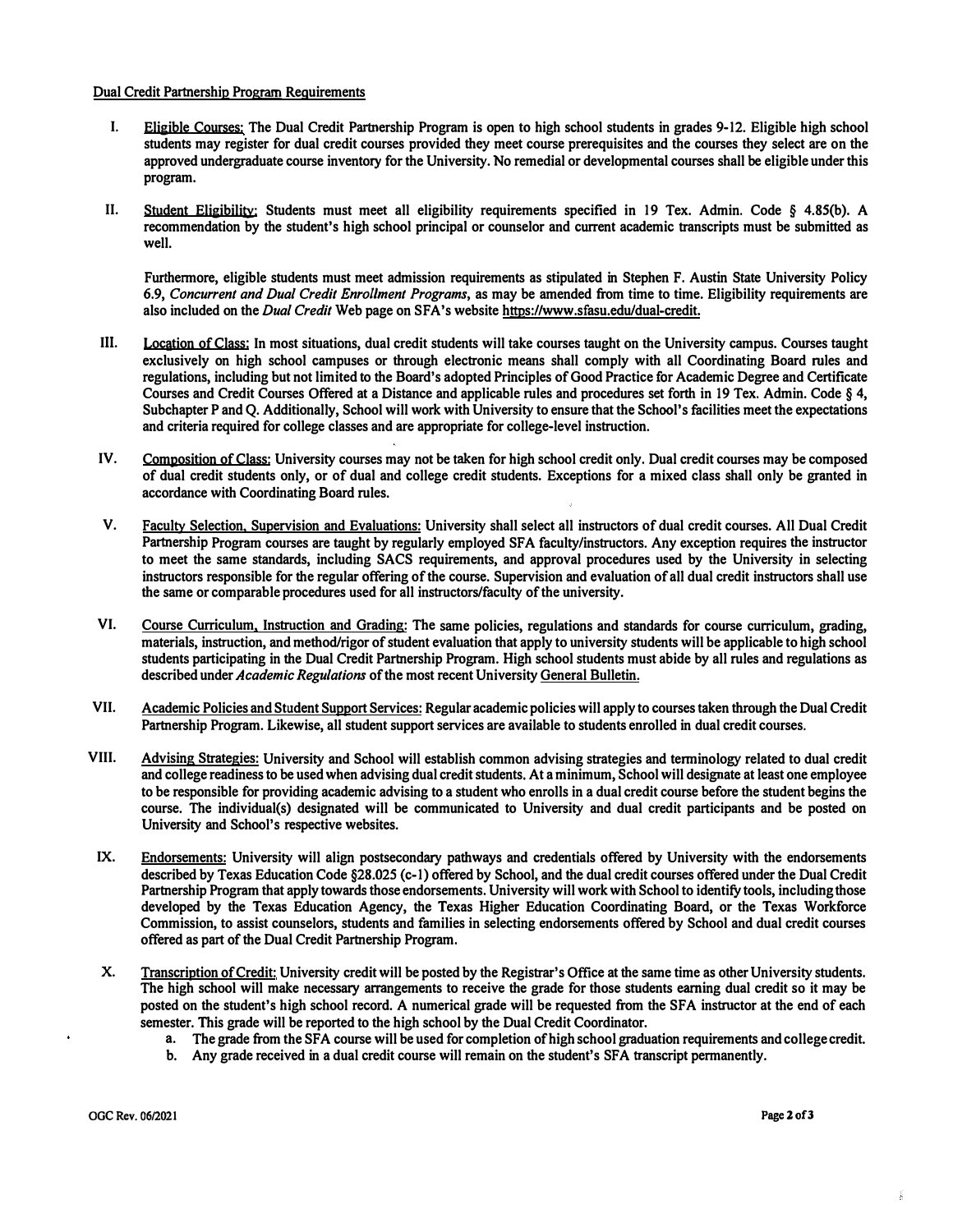Dual Credit Partnership Program Requirements

I. Eligible Courses: The Dual Credit Partnership Program is open to high school students in grades 9-12. Eligible high school students may register for dual credit courses provided they meet course prerequisites and the courses they select are on the approved undergraduate course inventory for the University. No remedial or developmental courses shall be eligible under this program.

II. Student Eligibility: Students must meet all eligibility requirements specified in 19 Tex. Admin. Code § 4.85(b). A recommendation by the student's high school principal or counselor and current academic transcripts must be submitted as well.

Furthermore, eligible students must meet admission requirements as stipulated in Stephen F. Austin State University Policy 6.9, *Concurrent and Dual Credit Enrollment Programs*, as may be amended from time to time. Eligibility requirements are also included on the *Dual Credit* Web page on SFA's website https://www.sfasu.edu/dual-credit.

III. Location of Class: In most situations, dual credit students will take courses taught on the University campus. Courses taught exclusively on high school campuses or through electronic means shall comply with all Coordinating Board rules and regulations, including but not limited to the Board's adopted Principles of Good Practice for Academic Degree and Certificate Courses and Credit Courses Offered at a Distance and applicable rules and procedures set forth in 19 Tex. Admin. Code § 4, Subchapter P and Q. Additionally, School will work with University to ensure that the School's facilities meet the expectations and criteria required for college classes and are appropriate for college-level instruction.

IV. Composition of Class: University courses may not be taken for high school credit only. Dual credit courses may be composed of dual credit students only, or of dual and college credit students. Exceptions for a mixed class shall only be granted in accordance with Coordinating Board rules.

V. Faculty Selection, Supervision and Evaluations: University shall select all instructors of dual credit courses. All Dual Credit Partnership Program courses are taught by regularly employed SFA faculty/instructors. Any exception requires the instructor to meet the same standards, including SACS requirements, and approval procedures used by the University in selecting instructors responsible for the regular offering of the course. Supervision and evaluation of all dual credit instructors shall use the same or comparable procedures used for all instructors/faculty of the university.

VI. Course Curriculum, Instruction and Grading: The same policies, regulations and standards for course curriculum, grading, materials, instruction, and method/rigor of student evaluation that apply to university students will be applicable to high school students participating in the Dual Credit Partnership Program. High school students must abide by all rules and regulations as described under *Academic Regulations* of the most recent University General Bulletin.

VII. Academic Policies and Student Support Services: Regular academic policies will apply to courses taken through the Dual Credit Partnership Program. Likewise, all student support services are available to students enrolled in dual credit courses.

VIII. Advising Strategies: University and School will establish common advising strategies and terminology related to dual credit and college readiness to be used when advising dual credit students. At a minimum, School will designate at least one employee to be responsible for providing academic advising to a student who enrolls in a dual credit course before the student begins the course. The individual(s) designated will be communicated to University and dual credit participants and be posted on University and School's respective websites.

IX. Endorsements: University will align postsecondary pathways and credentials offered by University with the endorsements described by Texas Education Code §28.025 (c-1) offered by School, and the dual credit courses offered under the Dual Credit Partnership Program that apply towards those endorsements. University will work with School to identify tools, including those developed by the Texas Education Agency, the Texas Higher Education Coordinating Board, or the Texas Workforce Commission, to assist counselors, students and families in selecting endorsements offered by School and dual credit courses offered as part of the Dual Credit Partnership Program.

X. Transcription of Credit: University credit will be posted by the Registrar's Office at the same time as other University students. The high school will make necessary arrangements to receive the grade for those students earning dual credit so it may be posted on the student's high school record. A numerical grade will be requested from the SFA instructor at the end of each semester. This grade will be reported to the high school by the Dual Credit Coordinator.

a. The grade from the SFA course will be used for completion of high school graduation requirements and college credit.
b. Any grade received in a dual credit course will remain on the student's SFA transcript permanently.

OGC Rev. 06/2021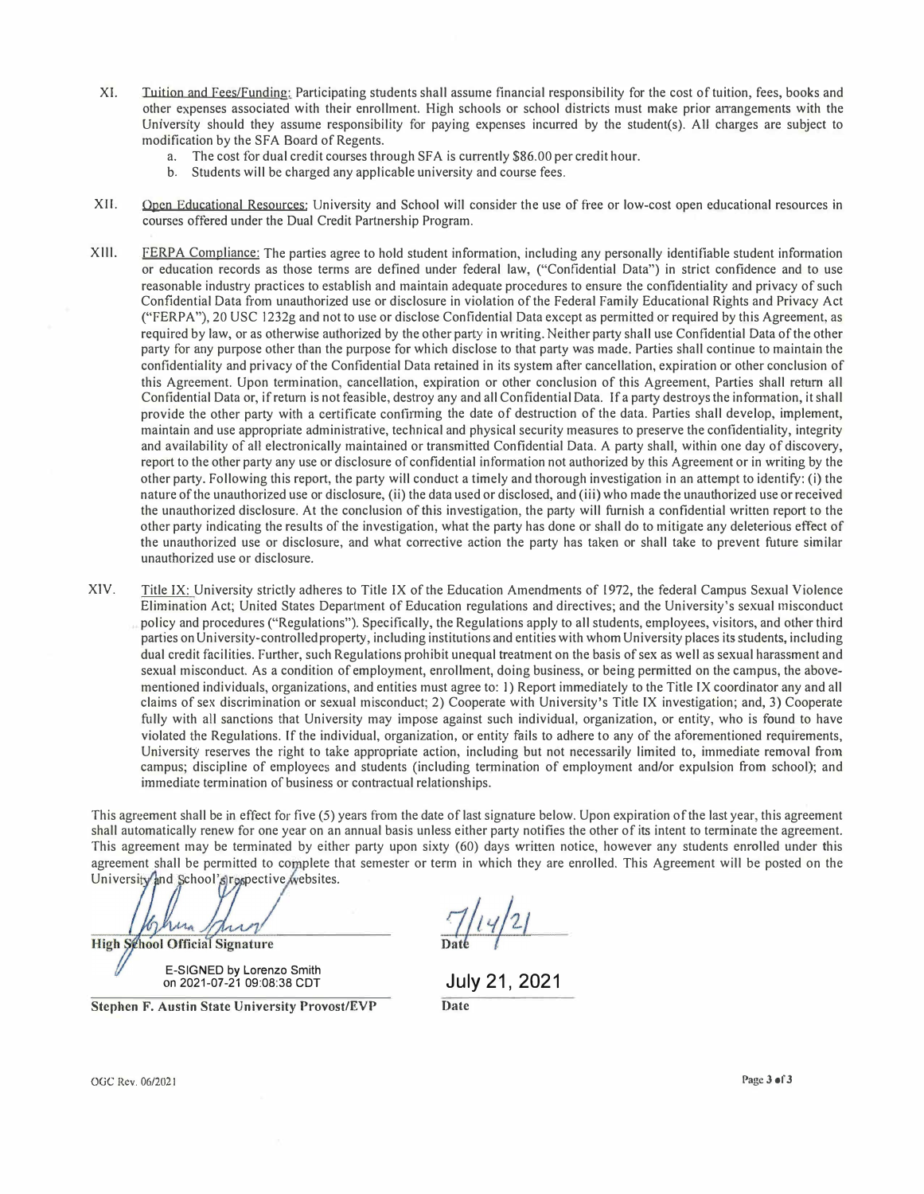XI. Tuition and Fees/Funding: Participating students shall assume financial responsibility for the cost of tuition, fees, books and other expenses associated with their enrollment. High schools or school districts must make prior arrangements with the University should they assume responsibility for paying expenses incurred by the student(s). All charges are subject to modification by the SFA Board of Regents.

   a. The cost for dual credit courses through SFA is currently $86.00 per credit hour.
   b. Students will be charged any applicable university and course fees.

XII. Open Educational Resources: University and School will consider the use of free or low-cost open educational resources in courses offered under the Dual Credit Partnership Program.

XIII. FERPA Compliance: The parties agree to hold student information, including any personally identifiable student information or education records as those terms are defined under federal law, ("Confidential Data") in strict confidence and to use reasonable industry practices to establish and maintain adequate procedures to ensure the confidentiality and privacy of such Confidential Data from unauthorized use or disclosure in violation of the Federal Family Educational Rights and Privacy Act ("FERPA"), 20 USC 1232g and not to use or disclose Confidential Data except as permitted or required by this Agreement, as required by law, or as otherwise authorized by the other party in writing. Neither party shall use Confidential Data of the other party for any purpose other than the purpose for which disclose to that party was made. Parties shall continue to maintain the confidentiality and privacy of the Confidential Data retained in its system after cancellation, expiration or other conclusion of this Agreement. Upon termination, cancellation, expiration or other conclusion of this Agreement, Parties shall return all Confidential Data or, if return is not feasible, destroy any and all Confidential Data. If a party destroys the information, it shall provide the other party with a certificate confirming the date of destruction of the data. Parties shall develop, implement, maintain and use appropriate administrative, technical and physical security measures to preserve the confidentiality, integrity and availability of all electronically maintained or transmitted Confidential Data. A party shall, within one day of discovery, report to the other party any use or disclosure of confidential information not authorized by this Agreement or in writing by the other party. Following this report, the party will conduct a timely and thorough investigation in an attempt to identify: (i) the nature of the unauthorized use or disclosure, (ii) the data used or disclosed, and (iii) who made the unauthorized use or received the unauthorized disclosure. At the conclusion of this investigation, the party will furnish a confidential written report to the other party indicating the results of the investigation, what the party has done or shall do to mitigate any deleterious effect of the unauthorized use or disclosure, and what corrective action the party has taken or shall take to prevent future similar unauthorized use or disclosure.

XIV. Title IX: University strictly adheres to Title IX of the Education Amendments of 1972, the federal Campus Sexual Violence Elimination Act; United States Department of Education regulations and directives; and the University's sexual misconduct policy and procedures ("Regulations"). Specifically, the Regulations apply to all students, employees, visitors, and other third parties on University-controlled property, including institutions and entities with whom University places its students, including dual credit facilities. Further, such Regulations prohibit unequal treatment on the basis of sex as well as sexual harassment and sexual misconduct. As a condition of employment, enrollment, doing business, or being permitted on the campus, the above-mentioned individuals, organizations, and entities must agree to: 1) Report immediately to the Title IX coordinator any and all claims of sex discrimination or sexual misconduct; 2) Cooperate with University's Title IX investigation; and, 3) Cooperate fully with all sanctions that University may impose against such individual, organization, or entity, who is found to have violated the Regulations. If the individual, organization, or entity fails to adhere to any of the aforementioned requirements, University reserves the right to take appropriate action, including but not necessarily limited to, immediate removal from campus; discipline of employees and students (including termination of employment and/or expulsion from school); and immediate termination of business or contractual relationships.

This agreement shall be in effect for five (5) years from the date of last signature below. Upon expiration of the last year, this agreement shall automatically renew for one year on an annual basis unless either party notifies the other of its intent to terminate the agreement. This agreement may be terminated by either party upon sixty (60) days written notice, however any students enrolled under this agreement shall be permitted to complete that semester or term in which they are enrolled. This Agreement will be posted on the University and School's respective websites.

**High School Official Signature** — Date: 7/14/21

E-SIGNED by Lorenzo Smith on 2021-07-21 09:08:38 CDT

**Stephen F. Austin State University Provost/EVP** — Date: July 21, 2021

OGC Rev. 06/2021